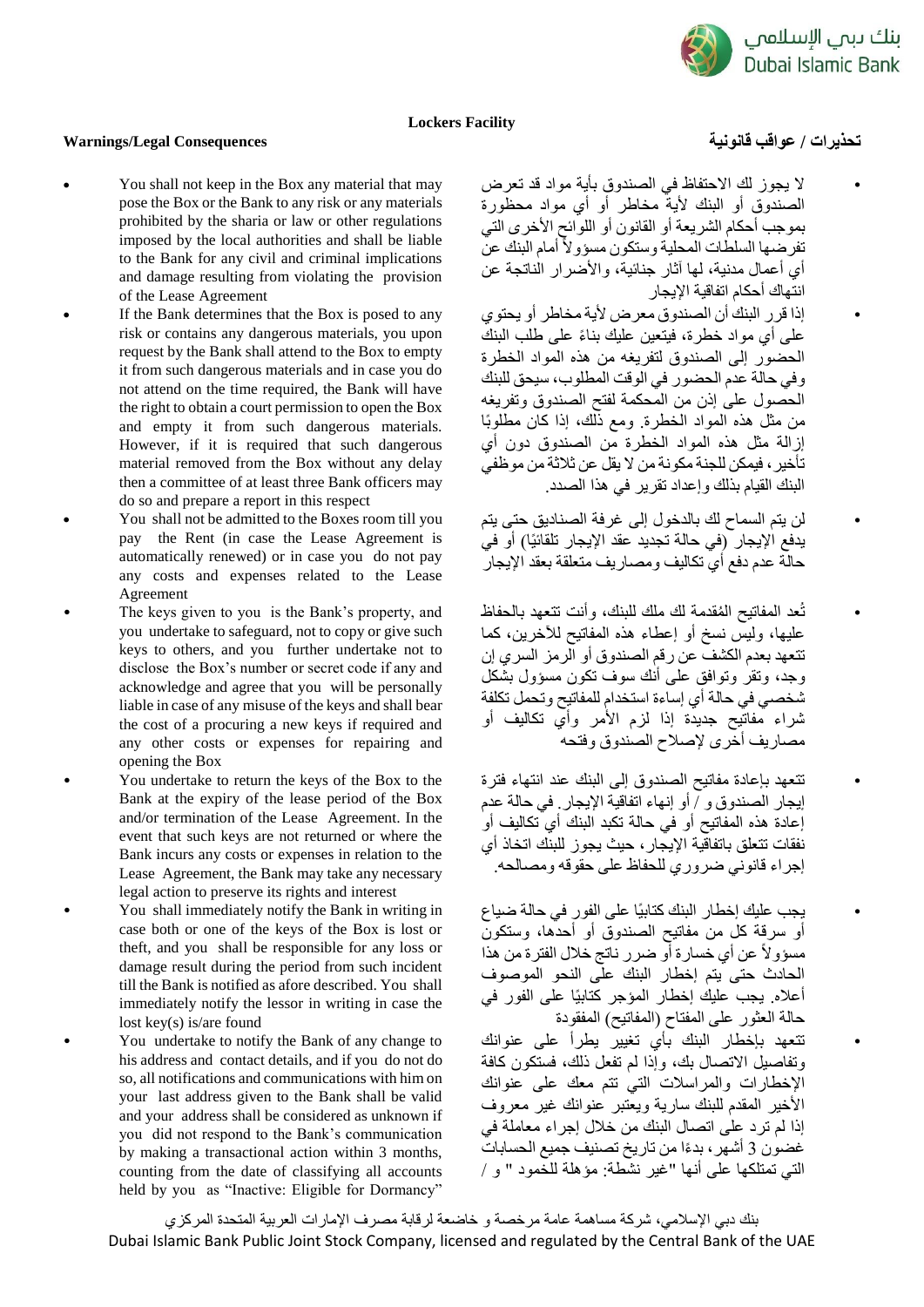# Lockers Facility

## Warnings/Legal Consequences

- You shall not keep in the Box any material that may pose the Box or the Bank to any risk or any materials prohibited by the sharia or law or other regulations imposed by the local authorities and shall be liable to the Bank for any civil and criminal implications and damage resulting from violating the provision of the Lease Agreement
- If the Bank determines that the Box is posed to any risk or contains any dangerous materials, you upon request by the Bank shall attend to the Box to empty it from such dangerous materials and in case you do not attend on the time required, the Bank will have the right to obtain a court permission to open the Box and empty it from such dangerous materials. However, if it is required that such dangerous material removed from the Box without any delay then a committee of at least three Bank officers may do so and prepare a report in this respect
- You shall not be admitted to the Boxes room till you pay the Rent (in case the Lease Agreement is automatically renewed) or in case you do not pay any costs and expenses related to the Lease Agreement
- The keys given to you is the Bank's property, and you undertake to safeguard, not to copy or give such keys to others, and you further undertake not to disclose the Box's number or secret code if any and acknowledge and agree that you will be personally liable in case of any misuse of the keys and shall bear the cost of a procuring a new keys if required and any other costs or expenses for repairing and opening the Box
- You undertake to return the keys of the Box to the Bank at the expiry of the lease period of the Box and/or termination of the Lease Agreement. In the event that such keys are not returned or where the Bank incurs any costs or expenses in relation to the Lease Agreement, the Bank may take any necessary legal action to preserve its rights and interest
- You shall immediately notify the Bank in writing in case both or one of the keys of the Box is lost or theft, and you shall be responsible for any loss or damage result during the period from such incident till the Bank is notified as afore described. You shall immediately notify the lessor in writing in case the lost key(s) is/are found
- You undertake to notify the Bank of any change to his address and contact details, and if you do not do so, all notifications and communications with him on your last address given to the Bank shall be valid and your address shall be considered as unknown if you did not respond to the Bank's communication by making a transactional action within 3 months, counting from the date of classifying all accounts held by you as "Inactive: Eligible for Dormancy"

## تحذيرات / عواقب قانونية

- لا يجوز لك الاحتفاظ في الصندوق بأية مواد قد تعرض الصندوق أو البنك لأية مخاطر أو أي مواد محظورة بموجب أحكام الشريعة أو القانون أو اللوائح الأخرى التي تفرضها السلطات المحلية وستكون مسؤولاً أمام البنك عن أي أعمال مدنية، لها آثار جنائية، والأضرار الناتجة عن انتهاك أحكام اتفاقية الإيجار
- إذا قرر البنك أن الصندوق معرض لأية مخاطر أو يحتوي على أي مواد خطرة، فيتعين عليك بناءً على طلب البنك الحضور إلى الصندوق لتفريغه من هذه المواد الخطرة وفي حالة عدم الحضور في الوقت المطلوب، سيحق للبنك الحصول على إذن من المحكمة لفتح الصندوق وتفريغه من مثل هذه المواد الخطرة. ومع ذلك، إذا كان مطلوبًا إزالة مثل هذه المواد الخطرة من الصندوق دون أي تأخير، فيمكن للجنة مكونة من لا يقل عن ثلاثة من موظفي البنك القيام بذلك وإعداد تقرير في هذا الصدد.
- لن يتم السماح لك بالدخول إلى غرفة الصناديق حتى يتم يدفع الإيجار (في حالة تجديد عقد الإيجار تلقائيًا) أو في حالة عدم دفع أي تكاليف ومصاريف متعلقة بعقد الإيجار
- تُعد المفاتيح المُقدمة لك ملك للبنك، وأنت تتعهد بالحفاظ عليها، وليس نسخ أو إعطاء هذه المفاتيح للآخرين، كما تتعهد بعدم الكشف عن رقم الصندوق أو الرمز السري إن وجد، وتقر وتوافق على أنك سوف تكون مسؤول بشكل شخصي في حالة أي إساءة استخدام للمفاتيح وتحمل تكلفة شراء مفاتيح جديدة إذا لزم الأمر وأي تكاليف أو مصاريف أخرى لإصلاح الصندوق وفتحه
- تتعهد بإعادة مفاتيح الصندوق إلى البنك عند انتهاء فترة إيجار الصندوق و / أو إنهاء اتفاقية الإيجار. في حالة عدم إعادة هذه المفاتيح أو في حالة تكبد البنك أي تكاليف أو نفقات تتعلق باتفاقية الإيجار، حيث يجوز للبنك اتخاذ أي إجراء قانوني ضروري للحفاظ على حقوقه ومصالحه.
- يجب عليك إخطار البنك كتابيًا على الفور في حالة ضياع أو سرقة كل من مفاتيح الصندوق أو أحدها، وستكون مسؤولاً عن أي خسارة أو ضرر ناتج خلال الفترة من هذا الحادث حتى يتم إخطار البنك على النحو الموصوف أعلاه. يجب عليك إخطار المؤجر كتابيًا على الفور في حالة العثور على المفتاح (المفاتيح) المفقودة
- تتعهد بإخطار البنك بأي تغيير يطرأ على عنوانك وتفاصيل الاتصال بك، وإذا لم تفعل ذلك، فستكون كافة الإخطارات والمراسلات التي تتم معك على عنوانك الأخير المقدم للبنك سارية ويعتبر عنوانك غير معروف إذا لم ترد على اتصال البنك من خلال إجراء معاملة في غضون 3 أشهر، بدءًا من تاريخ تصنيف جميع الحسابات التي تمتلكها على أنها "غير نشطة: مؤهلة للخمود" و /

بنك دبي الإسلامي، شركة مساهمة عامة مرخصة و خاضعة لرقابة مصرف الإمارات العربية المتحدة المركزي
Dubai Islamic Bank Public Joint Stock Company, licensed and regulated by the Central Bank of the UAE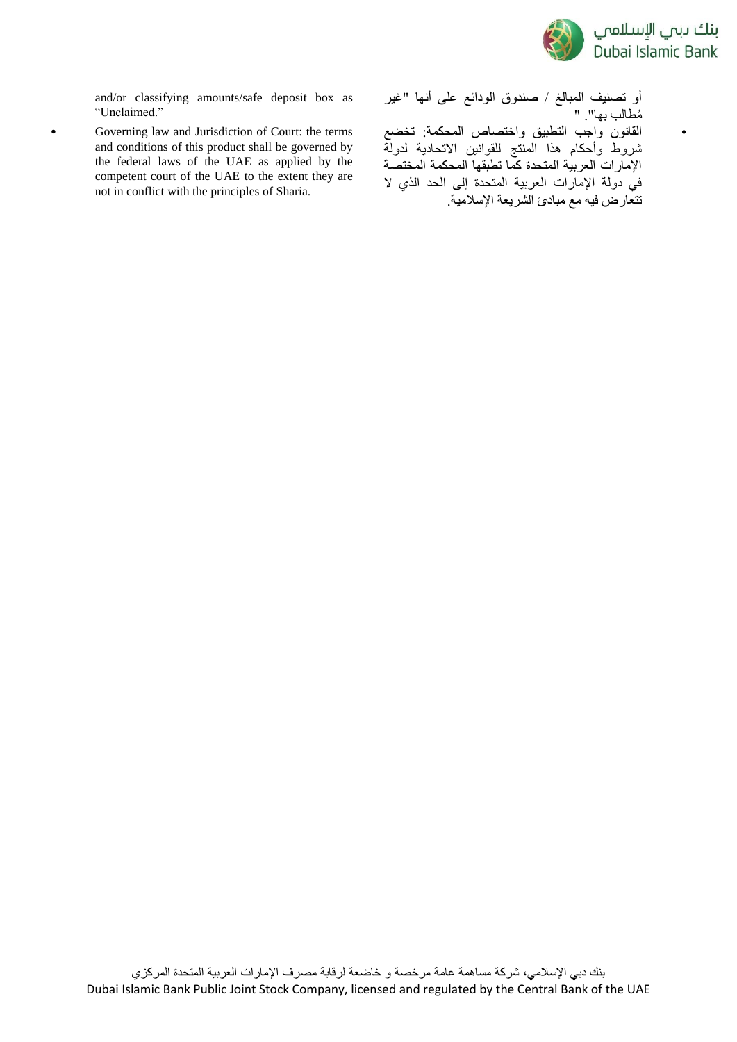and/or classifying amounts/safe deposit box as "Unclaimed."

- Governing law and Jurisdiction of Court: the terms and conditions of this product shall be governed by the federal laws of the UAE as applied by the competent court of the UAE to the extent they are not in conflict with the principles of Sharia.

أو تصنيف المبالغ / صندوق الودائع على أنها "غير مُطالب بها". "

- القانون واجب التطبيق واختصاص المحكمة: تخضع شروط وأحكام هذا المنتج للقوانين الاتحادية لدولة الإمارات العربية المتحدة كما تطبقها المحكمة المختصة في دولة الإمارات العربية المتحدة إلى الحد الذي لا تتعارض فيه مع مبادئ الشريعة الإسلامية.